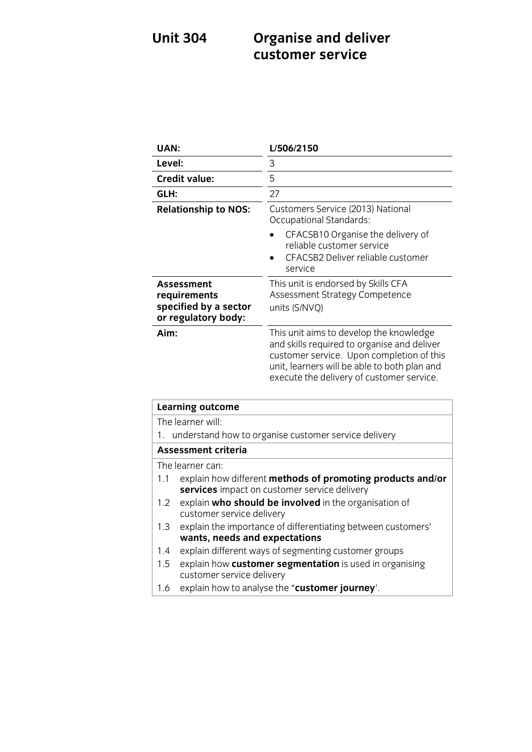# Unit 304 Organise and deliver customer service

| | |
|---|---|
| **UAN:** | **L/506/2150** |
| **Level:** | 3 |
| **Credit value:** | 5 |
| **GLH:** | 27 |
| **Relationship to NOS:** | Customers Service (2013) National Occupational Standards: <br>• CFACSB10 Organise the delivery of reliable customer service <br>• CFACSB2 Deliver reliable customer service |
| **Assessment requirements specified by a sector or regulatory body:** | This unit is endorsed by Skills CFA Assessment Strategy Competence units (S/NVQ) |
| **Aim:** | This unit aims to develop the knowledge and skills required to organise and deliver customer service. Upon completion of this unit, learners will be able to both plan and execute the delivery of customer service. |

| **Learning outcome** |
|---|
| The learner will: |
| 1. understand how to organise customer service delivery |
| **Assessment criteria** |
| The learner can: |
| 1.1 explain how different **methods of promoting products and/or services** impact on customer service delivery |
| 1.2 explain **who should be involved** in the organisation of customer service delivery |
| 1.3 explain the importance of differentiating between customers' **wants, needs and expectations** |
| 1.4 explain different ways of segmenting customer groups |
| 1.5 explain how **customer segmentation** is used in organising customer service delivery |
| 1.6 explain how to analyse the "**customer journey**'. |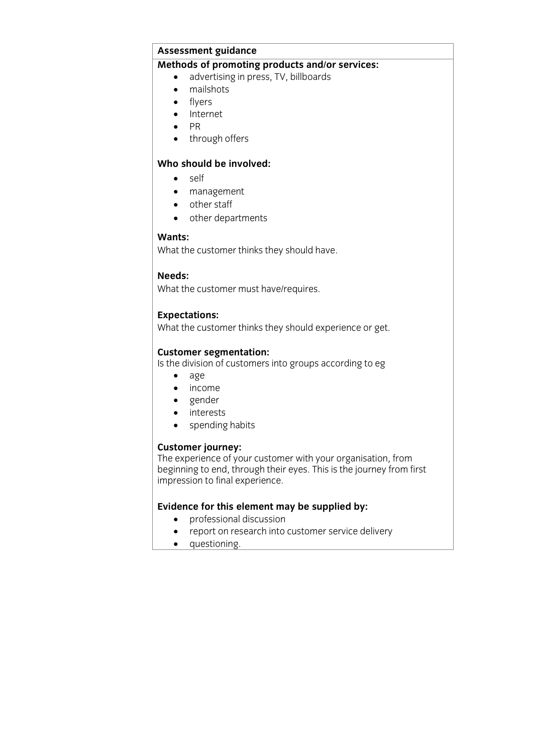**Assessment guidance**

**Methods of promoting products and/or services:**

- advertising in press, TV, billboards
- mailshots
- flyers
- Internet
- PR
- through offers

**Who should be involved:**

- self
- management
- other staff
- other departments

**Wants:**

What the customer thinks they should have.

**Needs:**

What the customer must have/requires.

**Expectations:**

What the customer thinks they should experience or get.

**Customer segmentation:**

Is the division of customers into groups according to eg

- age
- income
- gender
- interests
- spending habits

**Customer journey:**

The experience of your customer with your organisation, from beginning to end, through their eyes. This is the journey from first impression to final experience.

**Evidence for this element may be supplied by:**

- professional discussion
- report on research into customer service delivery
- questioning.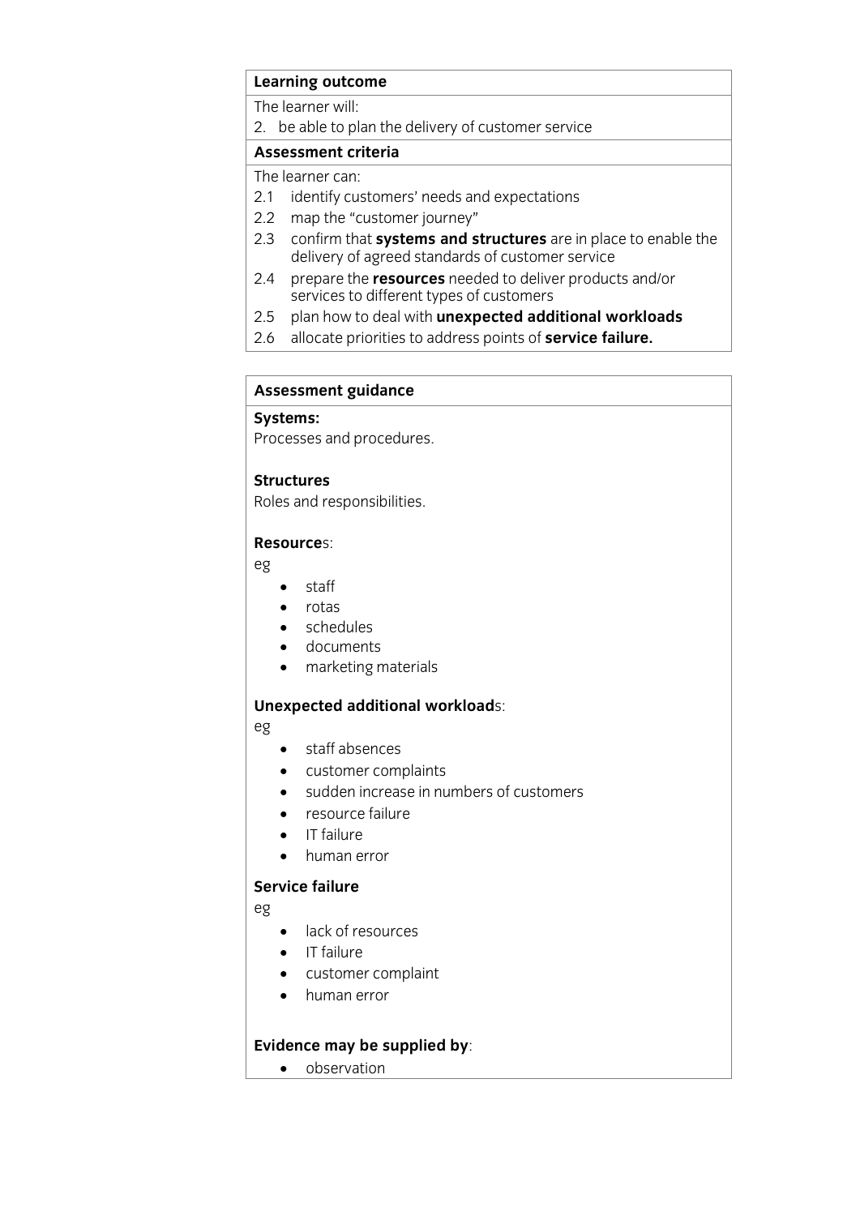**Learning outcome**

The learner will:

2. be able to plan the delivery of customer service

**Assessment criteria**

The learner can:

2.1 identify customers' needs and expectations
2.2 map the "customer journey"
2.3 confirm that **systems and structures** are in place to enable the delivery of agreed standards of customer service
2.4 prepare the **resources** needed to deliver products and/or services to different types of customers
2.5 plan how to deal with **unexpected additional workloads**
2.6 allocate priorities to address points of **service failure.**

**Assessment guidance**

**Systems:**
Processes and procedures.

**Structures**
Roles and responsibilities.

**Resource**s:
eg

- staff
- rotas
- schedules
- documents
- marketing materials

**Unexpected additional workload**s:
eg

- staff absences
- customer complaints
- sudden increase in numbers of customers
- resource failure
- IT failure
- human error

**Service failure**
eg

- lack of resources
- IT failure
- customer complaint
- human error

**Evidence may be supplied by**:

- observation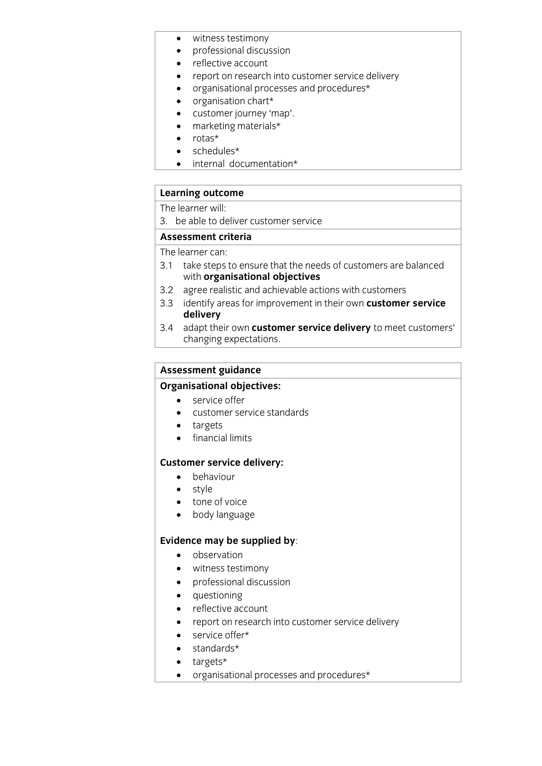- witness testimony
- professional discussion
- reflective account
- report on research into customer service delivery
- organisational processes and procedures*
- organisation chart*
- customer journey 'map'.
- marketing materials*
- rotas*
- schedules*
- internal documentation*

| **Learning outcome** |
|---|
| The learner will: |
| 3. be able to deliver customer service |
| **Assessment criteria** |
| The learner can: |
| 3.1 take steps to ensure that the needs of customers are balanced with **organisational objectives** |
| 3.2 agree realistic and achievable actions with customers |
| 3.3 identify areas for improvement in their own **customer service delivery** |
| 3.4 adapt their own **customer service delivery** to meet customers' changing expectations. |

**Assessment guidance**

**Organisational objectives:**

- service offer
- customer service standards
- targets
- financial limits

**Customer service delivery:**

- behaviour
- style
- tone of voice
- body language

**Evidence may be supplied by**:

- observation
- witness testimony
- professional discussion
- questioning
- reflective account
- report on research into customer service delivery
- service offer*
- standards*
- targets*
- organisational processes and procedures*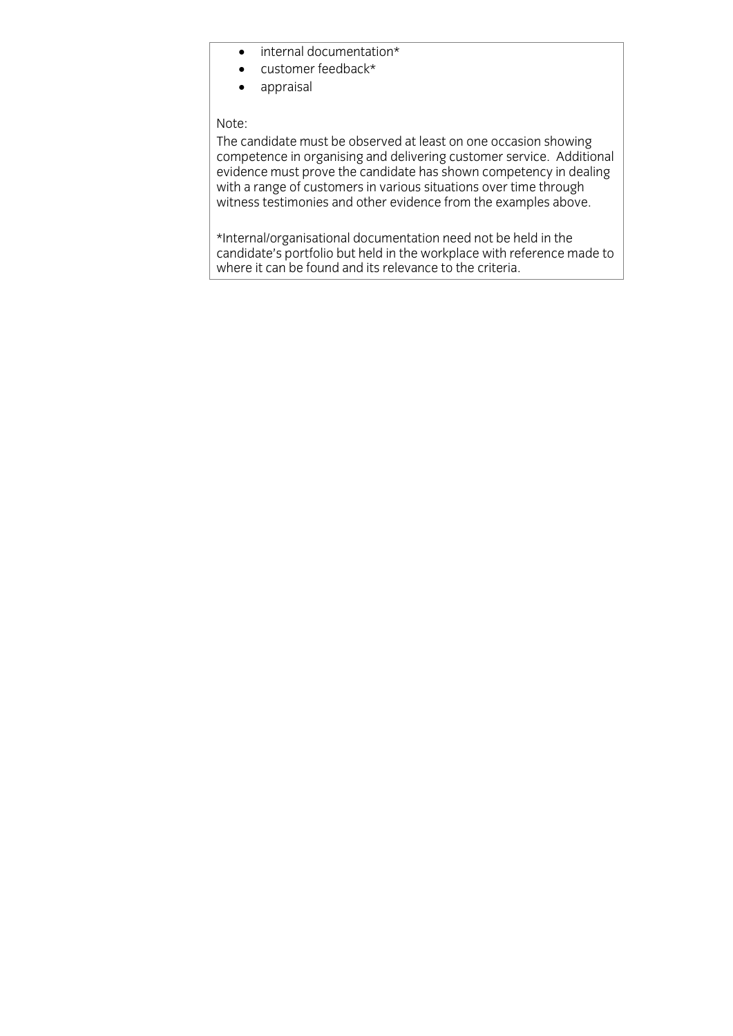- internal documentation*
- customer feedback*
- appraisal

Note:
The candidate must be observed at least on one occasion showing competence in organising and delivering customer service. Additional evidence must prove the candidate has shown competency in dealing with a range of customers in various situations over time through witness testimonies and other evidence from the examples above.

*Internal/organisational documentation need not be held in the candidate's portfolio but held in the workplace with reference made to where it can be found and its relevance to the criteria.